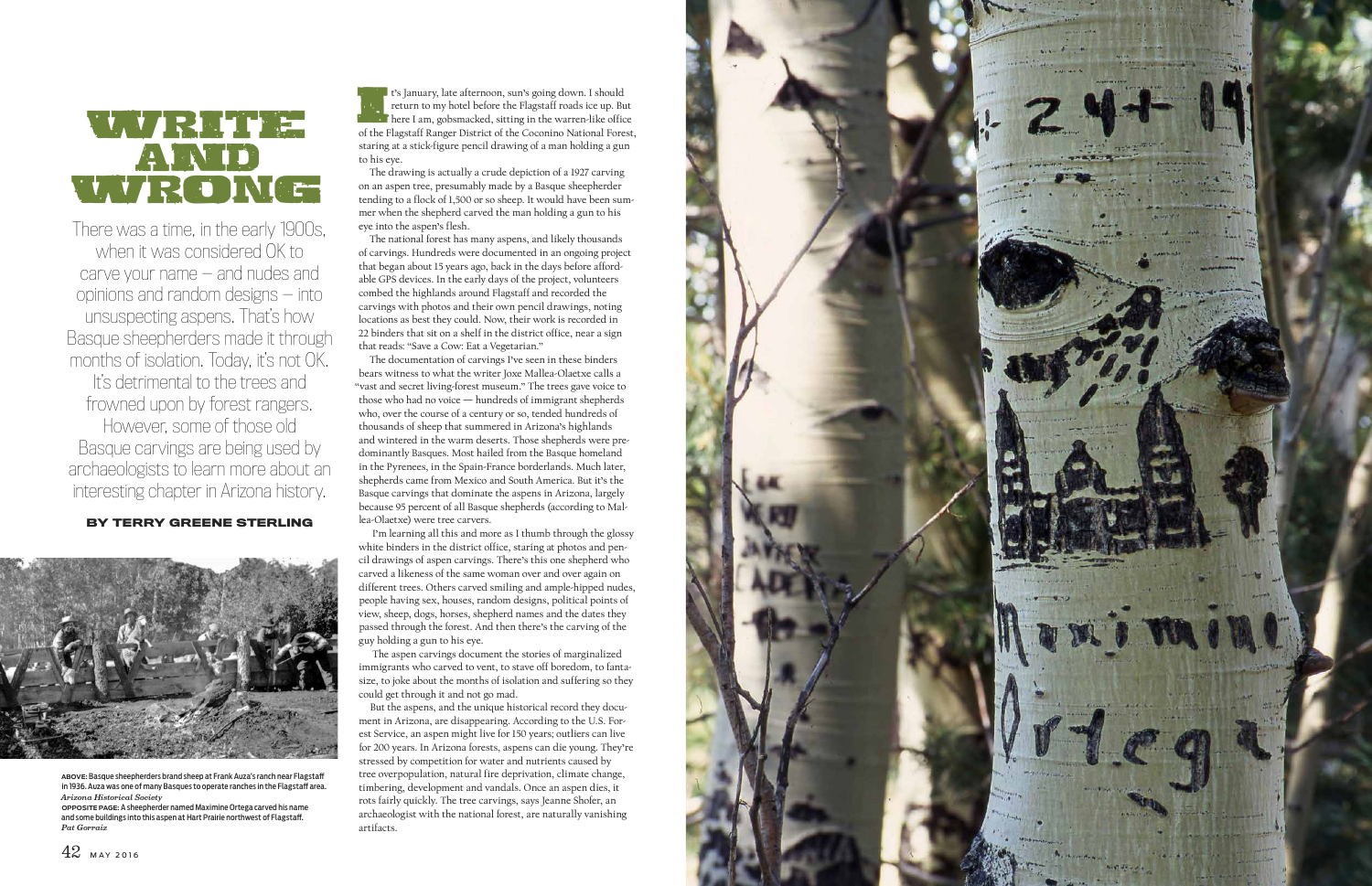# WRITE AND WRONG

There was a time, in the early 1900s, when it was considered OK to carve your name — and nudes and opinions and random designs — into unsuspecting aspens. That's how Basque sheepherders made it through months of isolation. Today, it's not OK. It's detrimental to the trees and frowned upon by forest rangers. However, some of those old Basque carvings are being used by archaeologists to learn more about an interesting chapter in Arizona history.

**BY TERRY GREENE STERLING**

**ABOVE:** Basque sheepherders brand sheep at Frank Auza's ranch near Flagstaff in 1936. Auza was one of many Basques to operate ranches in the Flagstaff area. *Arizona Historical Society*

**OPPOSITE PAGE:** A sheepherder named Maximine Ortega carved his name and some buildings into this aspen at Hart Prairie northwest of Flagstaff. *Pat Gorraiz*

It's January, late afternoon, sun's going down. I should return to my hotel before the Flagstaff roads ice up. But here I am, gobsmacked, sitting in the warren-like office of the Flagstaff Ranger District of the Coconino National Forest, staring at a stick-figure pencil drawing of a man holding a gun to his eye.

The drawing is actually a crude depiction of a 1927 carving on an aspen tree, presumably made by a Basque sheepherder tending to a flock of 1,500 or so sheep. It would have been summer when the shepherd carved the man holding a gun to his eye into the aspen's flesh.

The national forest has many aspens, and likely thousands of carvings. Hundreds were documented in an ongoing project that began about 15 years ago, back in the days before affordable GPS devices. In the early days of the project, volunteers combed the highlands around Flagstaff and recorded the carvings with photos and their own pencil drawings, noting locations as best they could. Now, their work is recorded in 22 binders that sit on a shelf in the district office, near a sign that reads: "Save a Cow: Eat a Vegetarian."

The documentation of carvings I've seen in these binders bears witness to what the writer Joxe Mallea-Olaetxe calls a "vast and secret living-forest museum." The trees gave voice to those who had no voice — hundreds of immigrant shepherds who, over the course of a century or so, tended hundreds of thousands of sheep that summered in Arizona's highlands and wintered in the warm deserts. Those shepherds were predominantly Basques. Most hailed from the Basque homeland in the Pyrenees, in the Spain-France borderlands. Much later, shepherds came from Mexico and South America. But it's the Basque carvings that dominate the aspens in Arizona, largely because 95 percent of all Basque shepherds (according to Mallea-Olaetxe) were tree carvers.

I'm learning all this and more as I thumb through the glossy white binders in the district office, staring at photos and pencil drawings of aspen carvings. There's this one shepherd who carved a likeness of the same woman over and over again on different trees. Others carved smiling and ample-hipped nudes, people having sex, houses, random designs, political points of view, sheep, dogs, horses, shepherd names and the dates they passed through the forest. And then there's the carving of the guy holding a gun to his eye.

The aspen carvings document the stories of marginalized immigrants who carved to vent, to stave off boredom, to fantasize, to joke about the months of isolation and suffering so they could get through it and not go mad.

But the aspens, and the unique historical record they document in Arizona, are disappearing. According to the U.S. Forest Service, an aspen might live for 150 years; outliers can live for 200 years. In Arizona forests, aspens can die young. They're stressed by competition for water and nutrients caused by tree overpopulation, natural fire deprivation, climate change, timbering, development and vandals. Once an aspen dies, it rots fairly quickly. The tree carvings, says Jeanne Shofer, an archaeologist with the national forest, are naturally vanishing artifacts.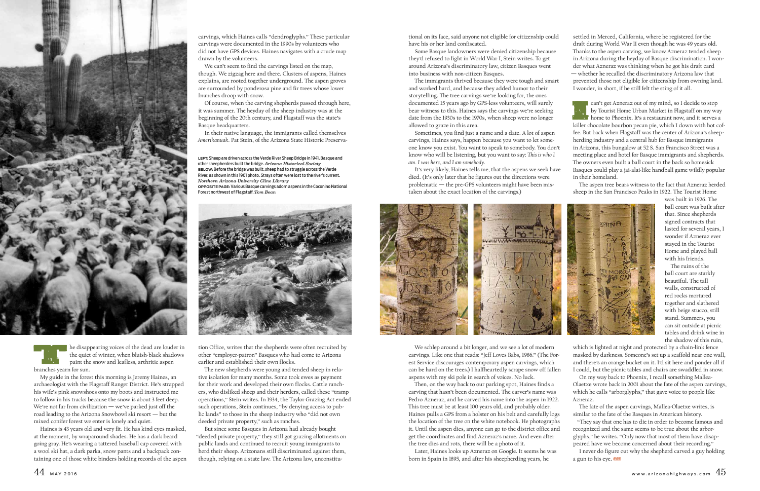The disappearing voices of the dead are louder in the quiet of winter, when bluish-black shadows paint the snow and leafless, arthritic aspen branches yearn for sun.

My guide in the forest this morning is Jeremy Haines, an archaeologist with the Flagstaff Ranger District. He's strapped his wife's pink snowshoes onto my boots and instructed me to follow in his tracks because the snow is about 3 feet deep. We're not far from civilization — we've parked just off the road leading to the Arizona Snowbowl ski resort — but the mixed conifer forest we enter is lonely and quiet.

Haines is 43 years old and very fit. He has kind eyes masked, at the moment, by wraparound shades. He has a dark beard going gray. He's wearing a tattered baseball cap covered with a wool ski hat, a dark parka, snow pants and a backpack containing one of those white binders holding records of the aspen carvings, which Haines calls "dendroglyphs." These particular carvings were documented in the 1990s by volunteers who did not have GPS devices. Haines navigates with a crude map drawn by the volunteers.

We can't seem to find the carvings listed on the map, though. We zigzag here and there. Clusters of aspens, Haines explains, are rooted together underground. The aspen groves are surrounded by ponderosa pine and fir trees whose lower branches droop with snow.

Of course, when the carving shepherds passed through here, it was summer. The heyday of the sheep industry was at the beginning of the 20th century, and Flagstaff was the state's Basque headquarters.

In their native language, the immigrants called themselves *Amerikanuak*. Pat Stein, of the Arizona State Historic Preservation Office, writes that the shepherds were often recruited by other "employer-patron" Basques who had come to Arizona earlier and established their own flocks.

The new shepherds were young and tended sheep in relative isolation for many months. Some took ewes as payment for their work and developed their own flocks. Cattle ranchers, who disliked sheep and their herders, called these "tramp operations," Stein writes. In 1934, the Taylor Grazing Act ended such operations, Stein continues, "by denying access to public lands" to those in the sheep industry who "did not own deeded private property," such as ranches.

But since some Basques in Arizona had already bought "deeded private property," they still got grazing allotments on public lands and continued to recruit young immigrants to herd their sheep. Arizonans still discriminated against them, though, relying on a state law. The Arizona law, unconstitutional on its face, said anyone not eligible for citizenship could have his or her land confiscated.

Some Basque landowners were denied citizenship because they'd refused to fight in World War I, Stein writes. To get around Arizona's discriminatory law, citizen Basques went into business with non-citizen Basques.

The immigrants thrived because they were tough and smart and worked hard, and because they added humor to their storytelling. The tree carvings we're looking for, the ones documented 15 years ago by GPS-less volunteers, will surely bear witness to this. Haines says the carvings we're seeking date from the 1930s to the 1970s, when sheep were no longer allowed to graze in this area.

Sometimes, you find just a name and a date. A lot of aspen carvings, Haines says, happen because you want to let someone know you exist. You want to speak to somebody. You don't know who will be listening, but you want to say: *This is who I am. I was here, and I am somebody.*

It's very likely, Haines tells me, that the aspens we seek have died. (It's only later that he figures out the directions were problematic — the pre-GPS volunteers might have been mistaken about the exact location of the carvings.)

We schlep around a bit longer, and we see a lot of modern carvings. Like one that reads: "Jeff Loves Babs, 1986." (The Forest Service discourages contemporary aspen carvings, which can be hard on the trees.) I halfheartedly scrape snow off fallen aspens with my ski pole in search of voices. No luck.

Then, on the way back to our parking spot, Haines finds a carving that hasn't been documented. The carver's name was Pedro Azneraz, and he carved his name into the aspen in 1922. This tree must be at least 100 years old, and probably older. Haines pulls a GPS from a holster on his belt and carefully logs the location of the tree on the white notebook. He photographs it. Until the aspen dies, anyone can go to the district office and get the coordinates and find Azneraz's name. And even after the tree dies and rots, there will be a photo of it.

Later, Haines looks up Azneraz on Google. It seems he was born in Spain in 1895, and after his sheepherding years, he settled in Merced, California, where he registered for the draft during World War II even though he was 49 years old. Thanks to the aspen carving, we know Azneraz tended sheep in Arizona during the heyday of Basque discrimination. I wonder what Azneraz was thinking when he got his draft card — whether he recalled the discriminatory Arizona law that prevented those not eligible for citizenship from owning land. I wonder, in short, if he still felt the sting of it all.

I can't get Azneraz out of my mind, so I decide to stop by Tourist Home Urban Market in Flagstaff on my way home to Phoenix. It's a restaurant now, and it serves a killer chocolate bourbon pecan pie, which I down with hot coffee. But back when Flagstaff was the center of Arizona's sheepherding industry and a central hub for Basque immigrants in Arizona, this bungalow at 52 S. San Francisco Street was a meeting place and hotel for Basque immigrants and shepherds. The owners even built a ball court in the back so homesick Basques could play a jai-alai-like handball game wildly popular in their homeland.

The aspen tree bears witness to the fact that Azneraz herded sheep in the San Francisco Peaks in 1922. The Tourist Home was built in 1926. The ball court was built after that. Since shepherds signed contracts that lasted for several years, I wonder if Azneraz ever stayed in the Tourist Home and played ball with his friends.

The ruins of the ball court are starkly beautiful. The tall walls, constructed of red rocks mortared together and slathered with beige stucco, still stand. Summers, you can sit outside at picnic tables and drink wine in the shadow of this ruin, which is lighted at night and protected by a chain-link fence masked by darkness. Someone's set up a scaffold near one wall, and there's an orange bucket on it. I'd sit here and ponder all if I could, but the picnic tables and chairs are swaddled in snow.

On my way back to Phoenix, I recall something Mallea-Olaetxe wrote back in 2001 about the fate of the aspen carvings, which he calls "arborglyphs," that gave voice to people like Azneraz.

The fate of the aspen carvings, Mallea-Olaetxe writes, is similar to the fate of the Basques in American history.

"They say that one has to die in order to become famous and recognized and the same seems to be true about the arborglyphs," he writes. "Only now that most of them have disappeared have we become concerned about their recording."

I never do figure out why the shepherd carved a guy holding a gun to his eye. AH

**LEFT:** Sheep are driven across the Verde River Sheep Bridge in 1941. Basque and other sheepherders built the bridge. *Arizona Historical Society*
**BELOW:** Before the bridge was built, sheep had to struggle across the Verde River, as shown in this 1901 photo. Strays often were lost to the river's current. *Northern Arizona University Cline Library*
**OPPOSITE PAGE:** Various Basque carvings adorn aspens in the Coconino National Forest northwest of Flagstaff. *Tom Bean*